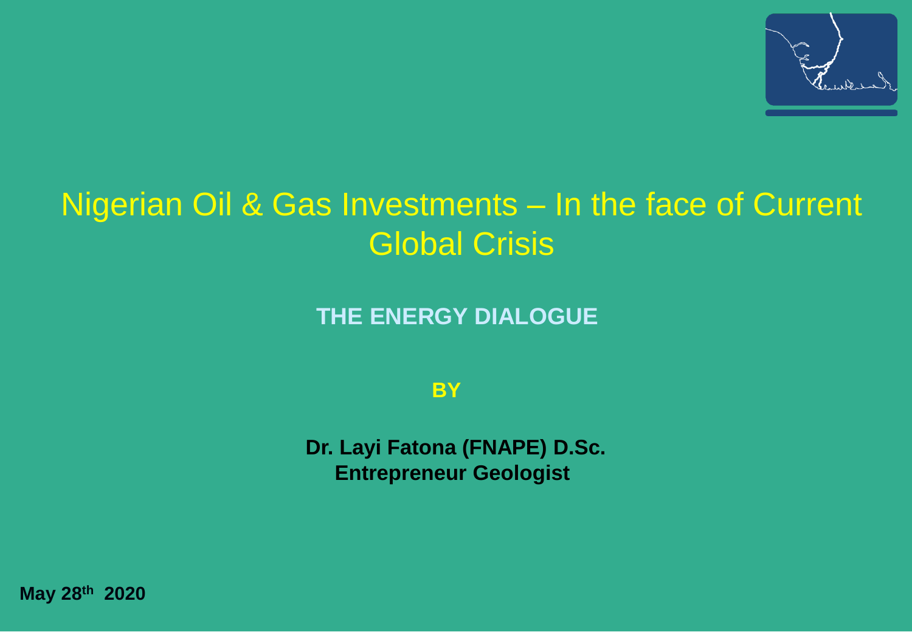# Nigerian Oil & Gas Investments – In the face of Current Global Crisis

**THE ENERGY DIALOGUE**

**BY**

**Dr. Layi Fatona (FNAPE) D.Sc.**
**Entrepreneur Geologist**

**May 28th 2020**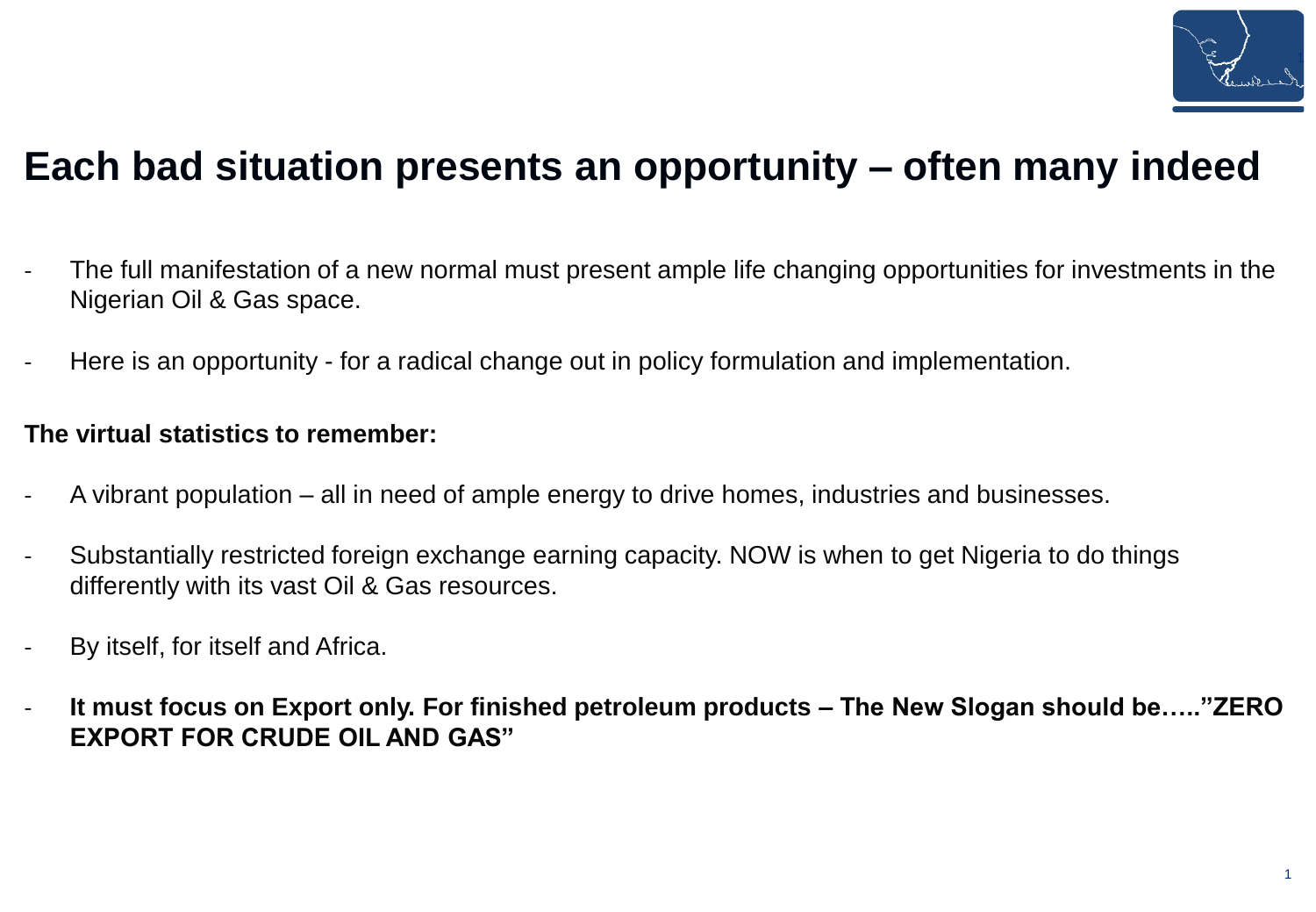# Each bad situation presents an opportunity – often many indeed

- The full manifestation of a new normal must present ample life changing opportunities for investments in the Nigerian Oil & Gas space.
- Here is an opportunity - for a radical change out in policy formulation and implementation.

**The virtual statistics to remember:**

- A vibrant population – all in need of ample energy to drive homes, industries and businesses.
- Substantially restricted foreign exchange earning capacity. NOW is when to get Nigeria to do things differently with its vast Oil & Gas resources.
- By itself, for itself and Africa.
- **It must focus on Export only. For finished petroleum products – The New Slogan should be….."ZERO EXPORT FOR CRUDE OIL AND GAS"**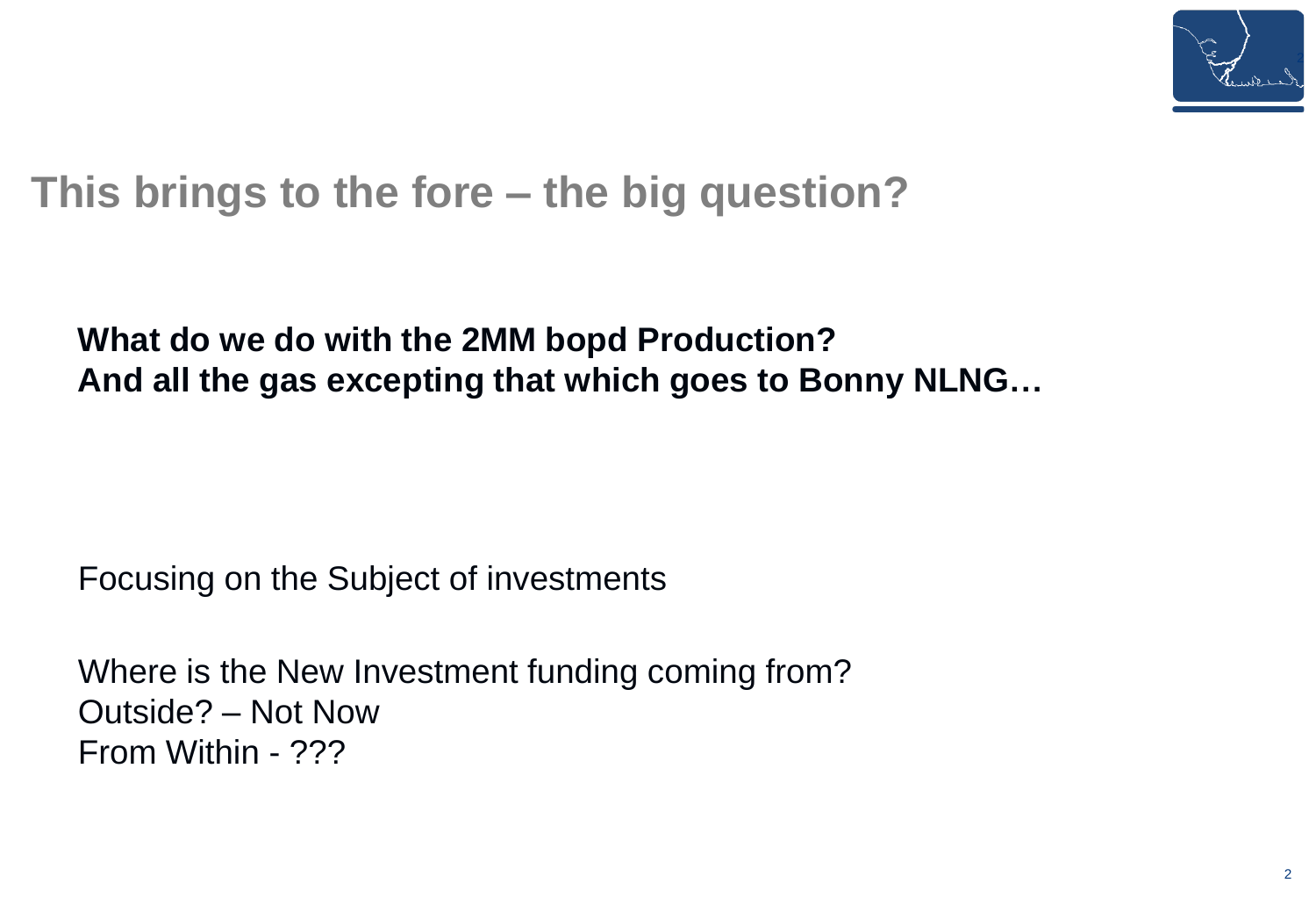# This brings to the fore – the big question?

**What do we do with the 2MM bopd Production?**
**And all the gas excepting that which goes to Bonny NLNG…**

Focusing on the Subject of investments

Where is the New Investment funding coming from?
Outside? – Not Now
From Within - ???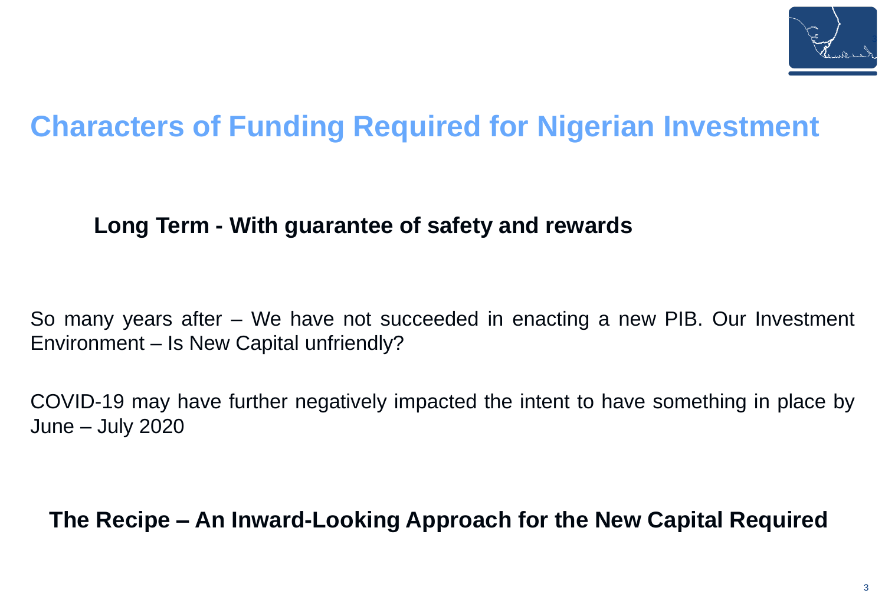# Characters of Funding Required for Nigerian Investment

**Long Term - With guarantee of safety and rewards**

So many years after – We have not succeeded in enacting a new PIB. Our Investment Environment – Is New Capital unfriendly?

COVID-19 may have further negatively impacted the intent to have something in place by June – July 2020

**The Recipe – An Inward-Looking Approach for the New Capital Required**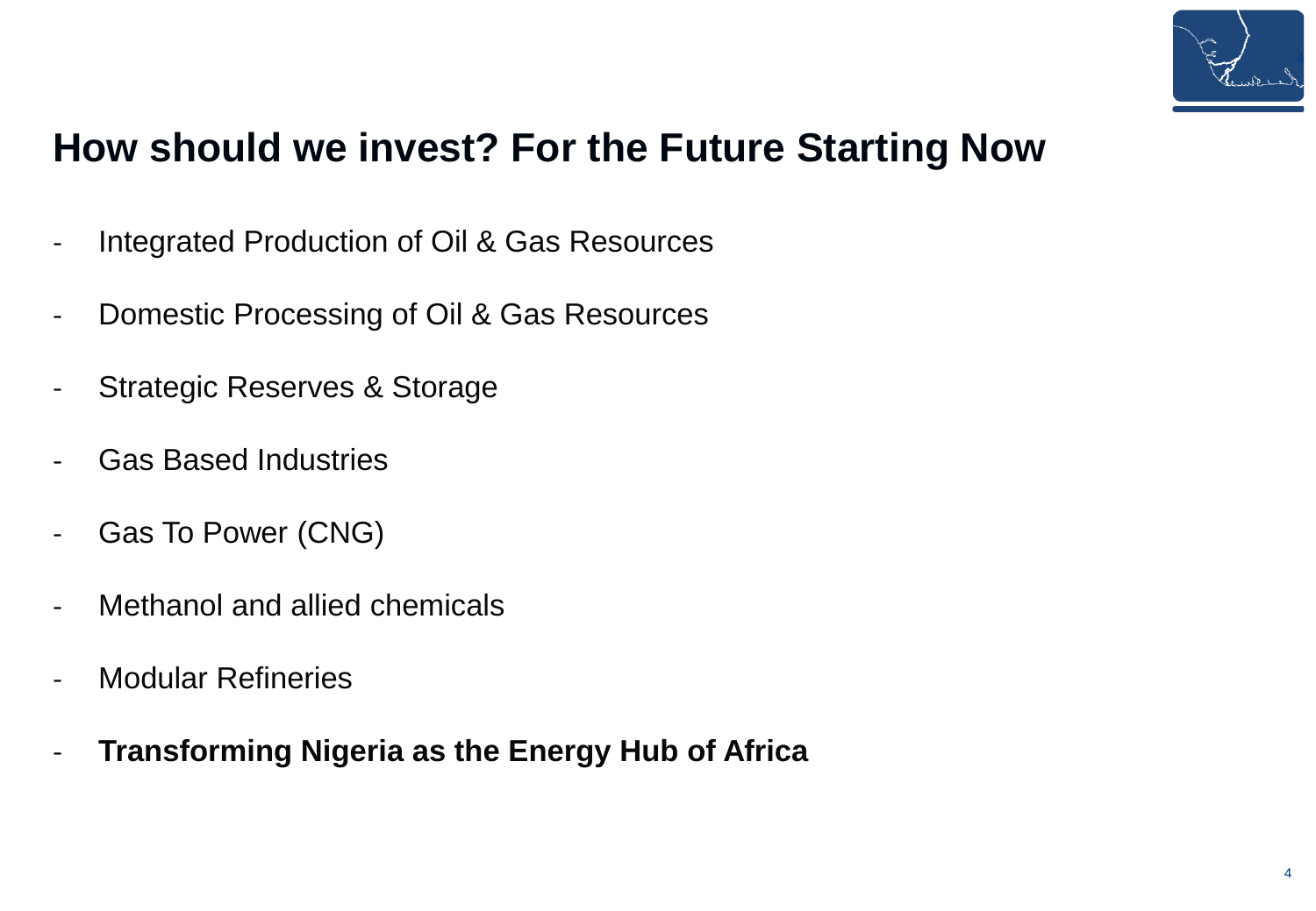# How should we invest? For the Future Starting Now

- Integrated Production of Oil & Gas Resources
- Domestic Processing of Oil & Gas Resources
- Strategic Reserves & Storage
- Gas Based Industries
- Gas To Power (CNG)
- Methanol and allied chemicals
- Modular Refineries
- **Transforming Nigeria as the Energy Hub of Africa**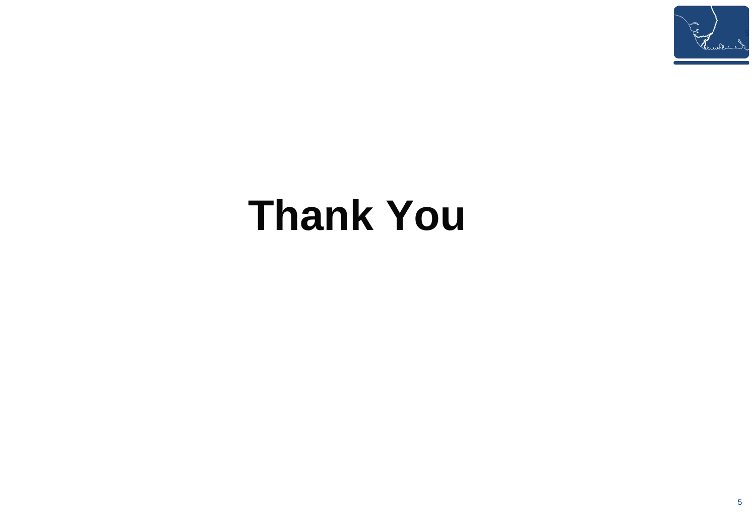# Thank You